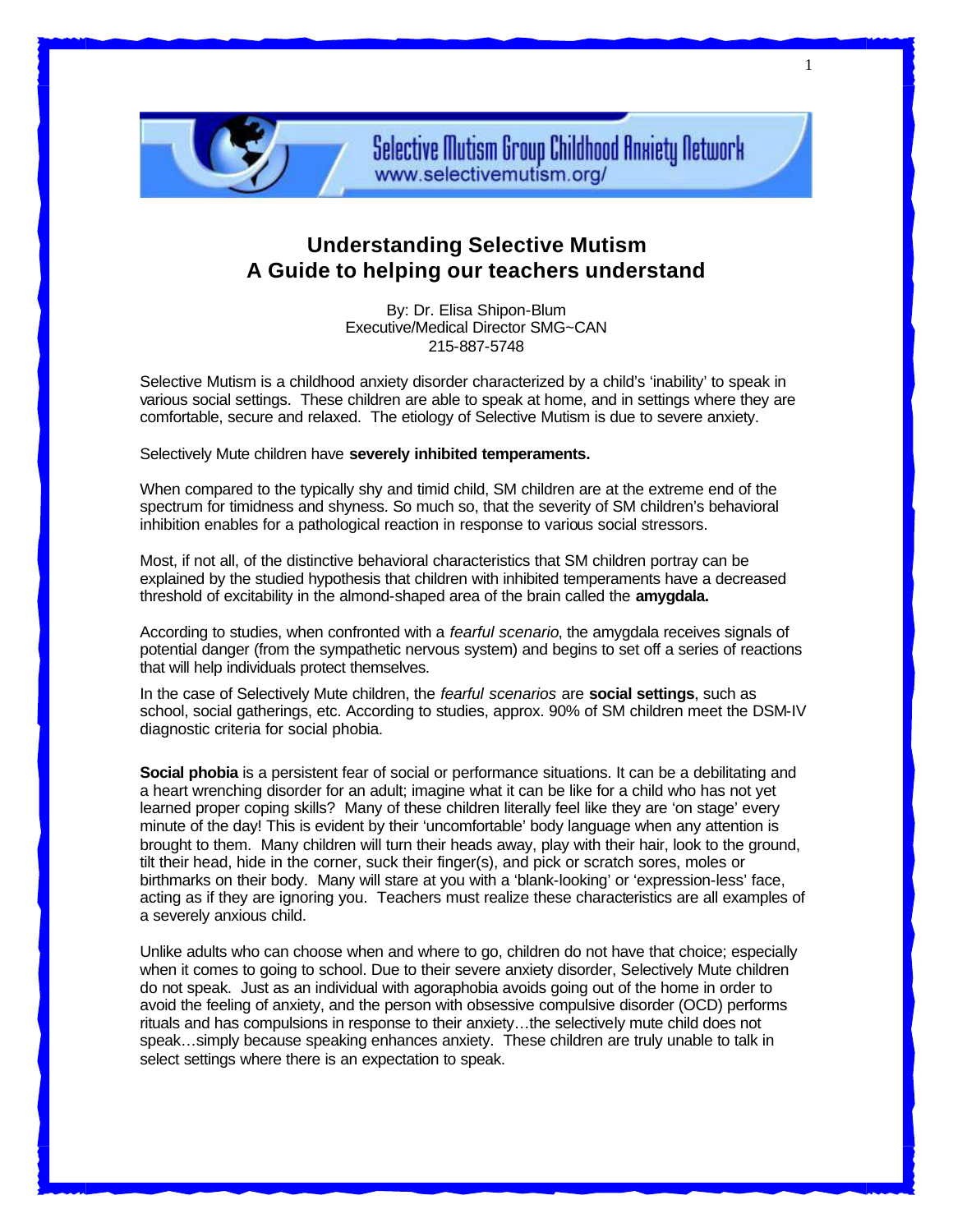Selective Mutism Group Childhood Anxiety Network
www.selectivemutism.org/

# Understanding Selective Mutism
## A Guide to helping our teachers understand

By: Dr. Elisa Shipon-Blum
Executive/Medical Director SMG~CAN
215-887-5748

Selective Mutism is a childhood anxiety disorder characterized by a child's 'inability' to speak in various social settings. These children are able to speak at home, and in settings where they are comfortable, secure and relaxed. The etiology of Selective Mutism is due to severe anxiety.

Selectively Mute children have **severely inhibited temperaments.**

When compared to the typically shy and timid child, SM children are at the extreme end of the spectrum for timidness and shyness. So much so, that the severity of SM children's behavioral inhibition enables for a pathological reaction in response to various social stressors.

Most, if not all, of the distinctive behavioral characteristics that SM children portray can be explained by the studied hypothesis that children with inhibited temperaments have a decreased threshold of excitability in the almond-shaped area of the brain called the **amygdala.**

According to studies, when confronted with a *fearful scenario*, the amygdala receives signals of potential danger (from the sympathetic nervous system) and begins to set off a series of reactions that will help individuals protect themselves.

In the case of Selectively Mute children, the *fearful scenarios* are **social settings**, such as school, social gatherings, etc. According to studies, approx. 90% of SM children meet the DSM-IV diagnostic criteria for social phobia.

**Social phobia** is a persistent fear of social or performance situations. It can be a debilitating and a heart wrenching disorder for an adult; imagine what it can be like for a child who has not yet learned proper coping skills? Many of these children literally feel like they are 'on stage' every minute of the day! This is evident by their 'uncomfortable' body language when any attention is brought to them. Many children will turn their heads away, play with their hair, look to the ground, tilt their head, hide in the corner, suck their finger(s), and pick or scratch sores, moles or birthmarks on their body. Many will stare at you with a 'blank-looking' or 'expression-less' face, acting as if they are ignoring you. Teachers must realize these characteristics are all examples of a severely anxious child.

Unlike adults who can choose when and where to go, children do not have that choice; especially when it comes to going to school. Due to their severe anxiety disorder, Selectively Mute children do not speak. Just as an individual with agoraphobia avoids going out of the home in order to avoid the feeling of anxiety, and the person with obsessive compulsive disorder (OCD) performs rituals and has compulsions in response to their anxiety…the selectively mute child does not speak…simply because speaking enhances anxiety. These children are truly unable to talk in select settings where there is an expectation to speak.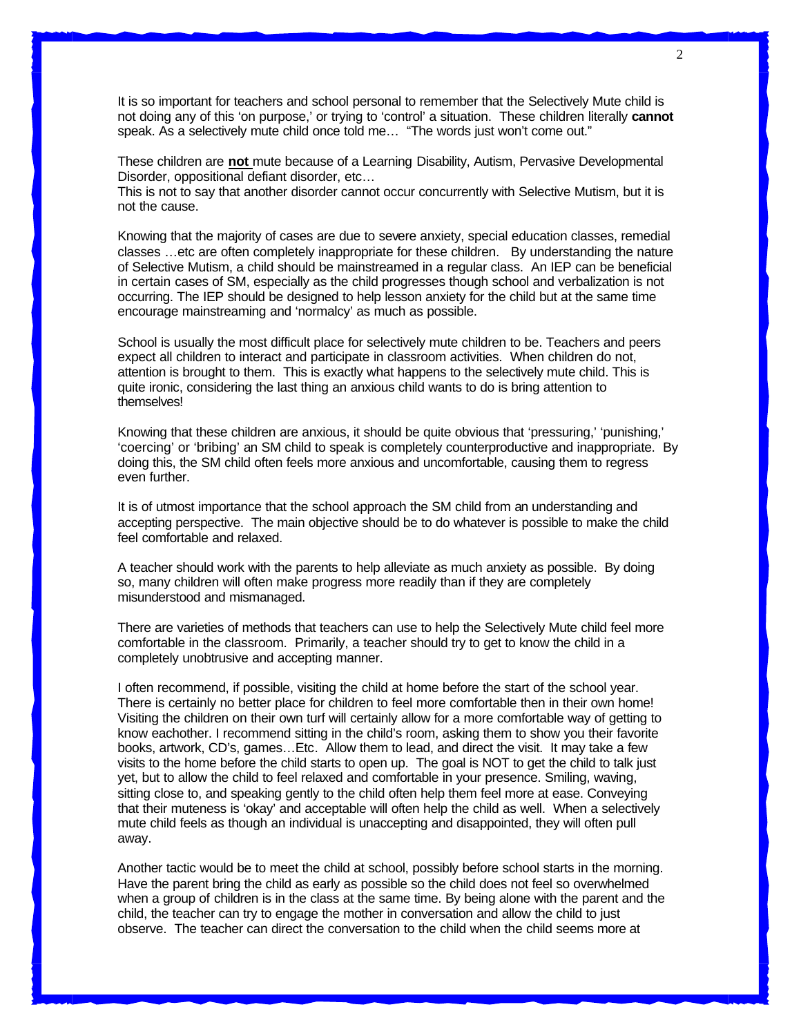It is so important for teachers and school personal to remember that the Selectively Mute child is not doing any of this 'on purpose,' or trying to 'control' a situation. These children literally **cannot** speak. As a selectively mute child once told me… "The words just won't come out."

These children are **<u>not</u>** mute because of a Learning Disability, Autism, Pervasive Developmental Disorder, oppositional defiant disorder, etc…
This is not to say that another disorder cannot occur concurrently with Selective Mutism, but it is not the cause.

Knowing that the majority of cases are due to severe anxiety, special education classes, remedial classes …etc are often completely inappropriate for these children. By understanding the nature of Selective Mutism, a child should be mainstreamed in a regular class. An IEP can be beneficial in certain cases of SM, especially as the child progresses though school and verbalization is not occurring. The IEP should be designed to help lesson anxiety for the child but at the same time encourage mainstreaming and 'normalcy' as much as possible.

School is usually the most difficult place for selectively mute children to be. Teachers and peers expect all children to interact and participate in classroom activities. When children do not, attention is brought to them. This is exactly what happens to the selectively mute child. This is quite ironic, considering the last thing an anxious child wants to do is bring attention to themselves!

Knowing that these children are anxious, it should be quite obvious that 'pressuring,' 'punishing,' 'coercing' or 'bribing' an SM child to speak is completely counterproductive and inappropriate. By doing this, the SM child often feels more anxious and uncomfortable, causing them to regress even further.

It is of utmost importance that the school approach the SM child from an understanding and accepting perspective. The main objective should be to do whatever is possible to make the child feel comfortable and relaxed.

A teacher should work with the parents to help alleviate as much anxiety as possible. By doing so, many children will often make progress more readily than if they are completely misunderstood and mismanaged.

There are varieties of methods that teachers can use to help the Selectively Mute child feel more comfortable in the classroom. Primarily, a teacher should try to get to know the child in a completely unobtrusive and accepting manner.

I often recommend, if possible, visiting the child at home before the start of the school year. There is certainly no better place for children to feel more comfortable then in their own home! Visiting the children on their own turf will certainly allow for a more comfortable way of getting to know eachother. I recommend sitting in the child's room, asking them to show you their favorite books, artwork, CD's, games…Etc. Allow them to lead, and direct the visit. It may take a few visits to the home before the child starts to open up. The goal is NOT to get the child to talk just yet, but to allow the child to feel relaxed and comfortable in your presence. Smiling, waving, sitting close to, and speaking gently to the child often help them feel more at ease. Conveying that their muteness is 'okay' and acceptable will often help the child as well. When a selectively mute child feels as though an individual is unaccepting and disappointed, they will often pull away.

Another tactic would be to meet the child at school, possibly before school starts in the morning. Have the parent bring the child as early as possible so the child does not feel so overwhelmed when a group of children is in the class at the same time. By being alone with the parent and the child, the teacher can try to engage the mother in conversation and allow the child to just observe. The teacher can direct the conversation to the child when the child seems more at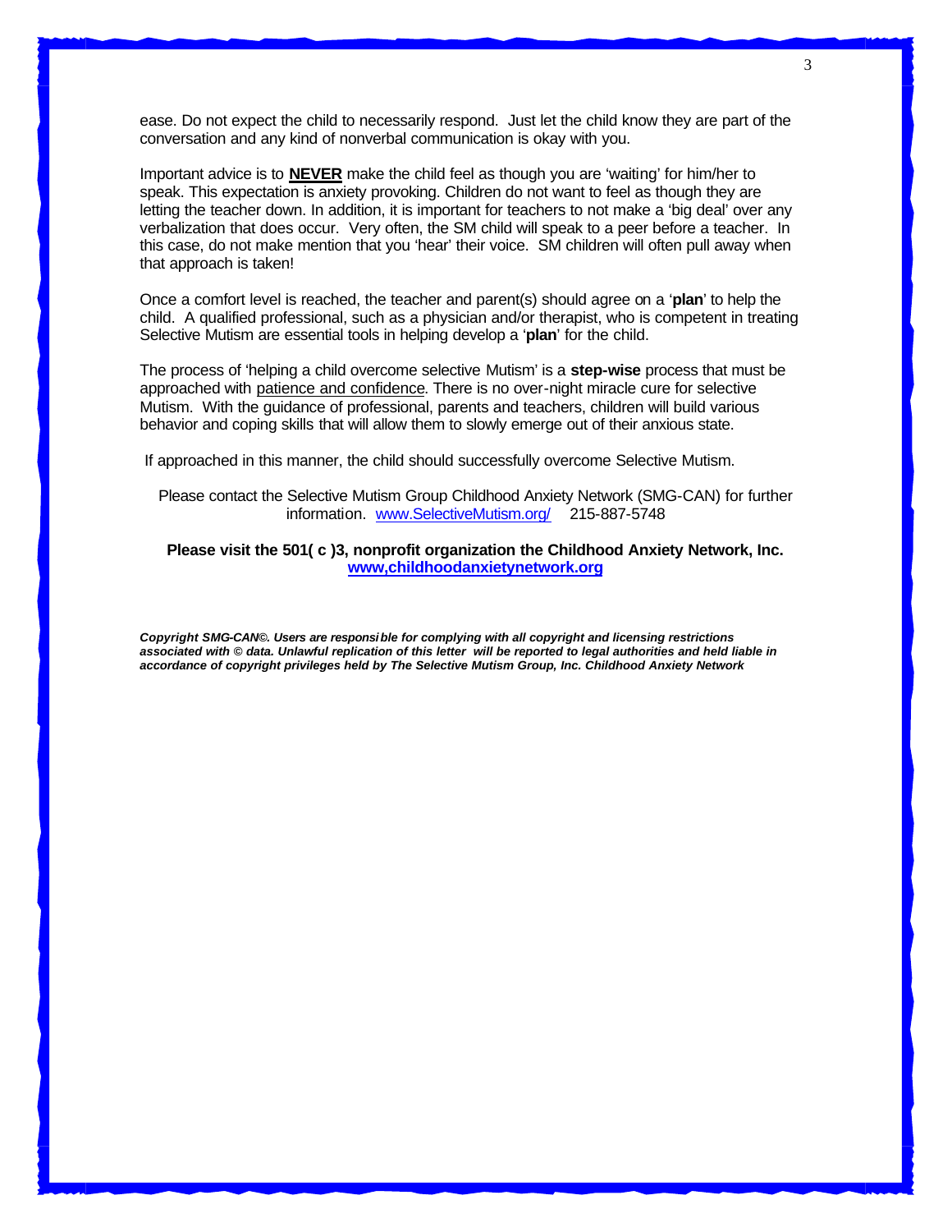ease. Do not expect the child to necessarily respond. Just let the child know they are part of the conversation and any kind of nonverbal communication is okay with you.

Important advice is to **NEVER** make the child feel as though you are 'waiting' for him/her to speak. This expectation is anxiety provoking. Children do not want to feel as though they are letting the teacher down. In addition, it is important for teachers to not make a 'big deal' over any verbalization that does occur. Very often, the SM child will speak to a peer before a teacher. In this case, do not make mention that you 'hear' their voice. SM children will often pull away when that approach is taken!

Once a comfort level is reached, the teacher and parent(s) should agree on a '**plan**' to help the child. A qualified professional, such as a physician and/or therapist, who is competent in treating Selective Mutism are essential tools in helping develop a '**plan**' for the child.

The process of 'helping a child overcome selective Mutism' is a **step-wise** process that must be approached with patience and confidence. There is no over-night miracle cure for selective Mutism. With the guidance of professional, parents and teachers, children will build various behavior and coping skills that will allow them to slowly emerge out of their anxious state.

If approached in this manner, the child should successfully overcome Selective Mutism.

Please contact the Selective Mutism Group Childhood Anxiety Network (SMG-CAN) for further information. www.SelectiveMutism.org/ 215-887-5748

**Please visit the 501( c )3, nonprofit organization the Childhood Anxiety Network, Inc. www,childhoodanxietynetwork.org**

***Copyright SMG-CAN©. Users are responsible for complying with all copyright and licensing restrictions associated with © data. Unlawful replication of this letter will be reported to legal authorities and held liable in accordance of copyright privileges held by The Selective Mutism Group, Inc. Childhood Anxiety Network***